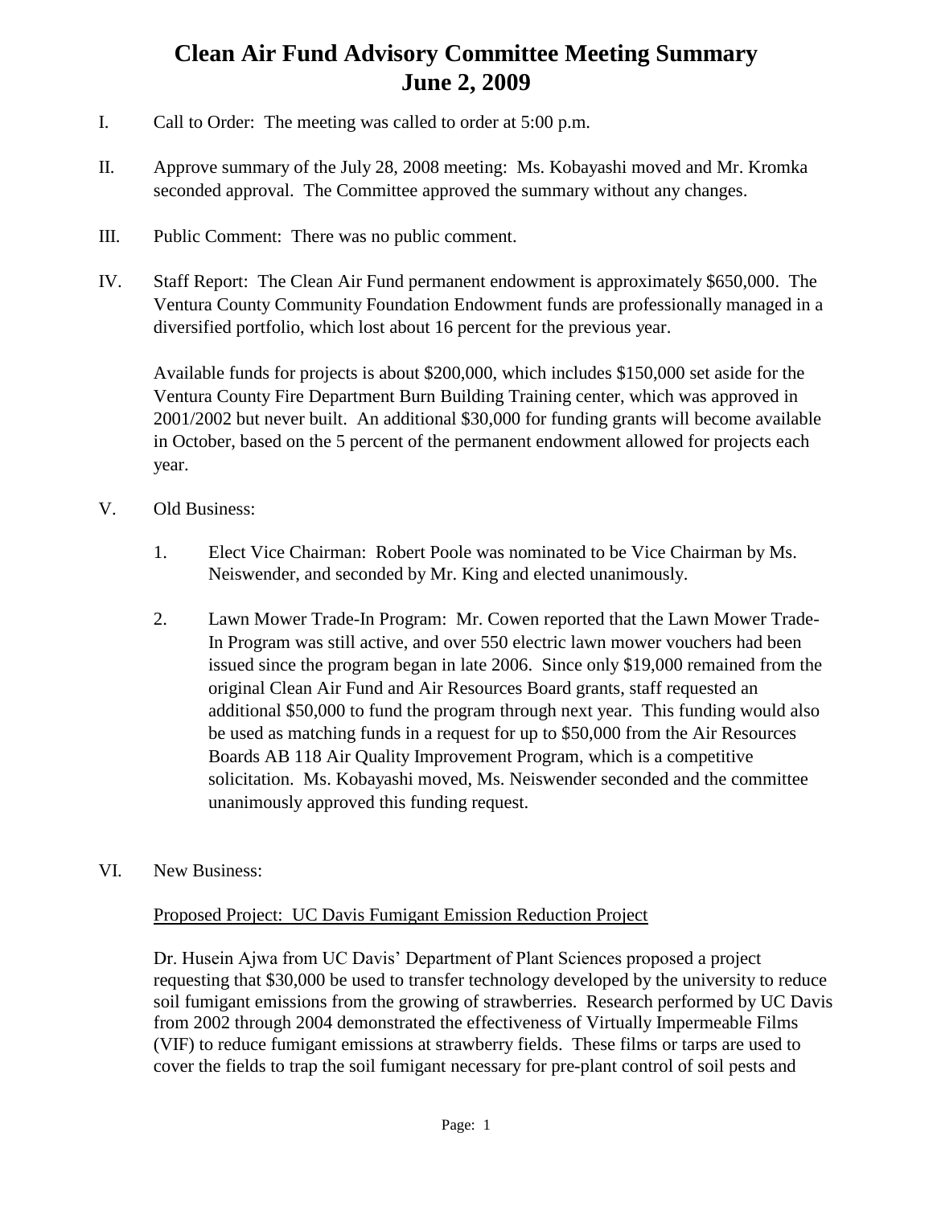# Clean Air Fund Advisory Committee Meeting Summary
# June 2, 2009

I. Call to Order: The meeting was called to order at 5:00 p.m.

II. Approve summary of the July 28, 2008 meeting: Ms. Kobayashi moved and Mr. Kromka seconded approval. The Committee approved the summary without any changes.

III. Public Comment: There was no public comment.

IV. Staff Report: The Clean Air Fund permanent endowment is approximately $650,000. The Ventura County Community Foundation Endowment funds are professionally managed in a diversified portfolio, which lost about 16 percent for the previous year.

   Available funds for projects is about $200,000, which includes $150,000 set aside for the Ventura County Fire Department Burn Building Training center, which was approved in 2001/2002 but never built. An additional $30,000 for funding grants will become available in October, based on the 5 percent of the permanent endowment allowed for projects each year.

V. Old Business:

   1. Elect Vice Chairman: Robert Poole was nominated to be Vice Chairman by Ms. Neiswender, and seconded by Mr. King and elected unanimously.

   2. Lawn Mower Trade-In Program: Mr. Cowen reported that the Lawn Mower Trade-In Program was still active, and over 550 electric lawn mower vouchers had been issued since the program began in late 2006. Since only $19,000 remained from the original Clean Air Fund and Air Resources Board grants, staff requested an additional $50,000 to fund the program through next year. This funding would also be used as matching funds in a request for up to $50,000 from the Air Resources Boards AB 118 Air Quality Improvement Program, which is a competitive solicitation. Ms. Kobayashi moved, Ms. Neiswender seconded and the committee unanimously approved this funding request.

VI. New Business:

   Proposed Project: UC Davis Fumigant Emission Reduction Project

   Dr. Husein Ajwa from UC Davis' Department of Plant Sciences proposed a project requesting that $30,000 be used to transfer technology developed by the university to reduce soil fumigant emissions from the growing of strawberries. Research performed by UC Davis from 2002 through 2004 demonstrated the effectiveness of Virtually Impermeable Films (VIF) to reduce fumigant emissions at strawberry fields. These films or tarps are used to cover the fields to trap the soil fumigant necessary for pre-plant control of soil pests and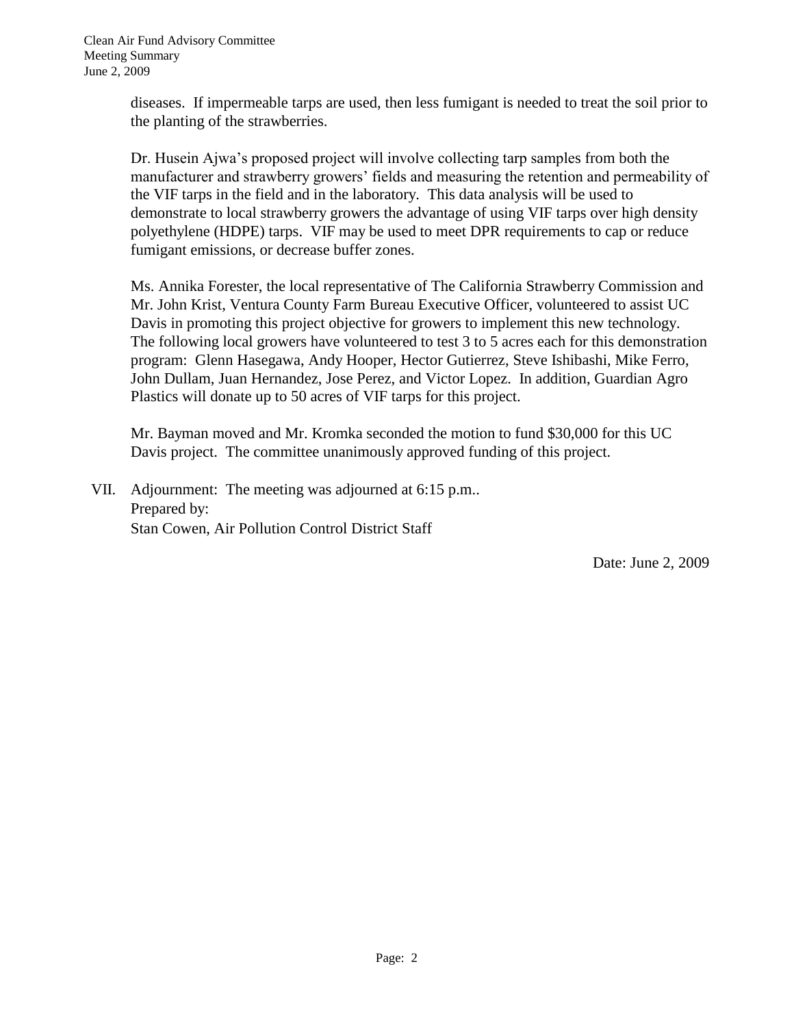diseases. If impermeable tarps are used, then less fumigant is needed to treat the soil prior to the planting of the strawberries.

Dr. Husein Ajwa's proposed project will involve collecting tarp samples from both the manufacturer and strawberry growers' fields and measuring the retention and permeability of the VIF tarps in the field and in the laboratory. This data analysis will be used to demonstrate to local strawberry growers the advantage of using VIF tarps over high density polyethylene (HDPE) tarps. VIF may be used to meet DPR requirements to cap or reduce fumigant emissions, or decrease buffer zones.

Ms. Annika Forester, the local representative of The California Strawberry Commission and Mr. John Krist, Ventura County Farm Bureau Executive Officer, volunteered to assist UC Davis in promoting this project objective for growers to implement this new technology. The following local growers have volunteered to test 3 to 5 acres each for this demonstration program: Glenn Hasegawa, Andy Hooper, Hector Gutierrez, Steve Ishibashi, Mike Ferro, John Dullam, Juan Hernandez, Jose Perez, and Victor Lopez. In addition, Guardian Agro Plastics will donate up to 50 acres of VIF tarps for this project.

Mr. Bayman moved and Mr. Kromka seconded the motion to fund $30,000 for this UC Davis project. The committee unanimously approved funding of this project.

VII. Adjournment: The meeting was adjourned at 6:15 p.m..
Prepared by:
Stan Cowen, Air Pollution Control District Staff

Date: June 2, 2009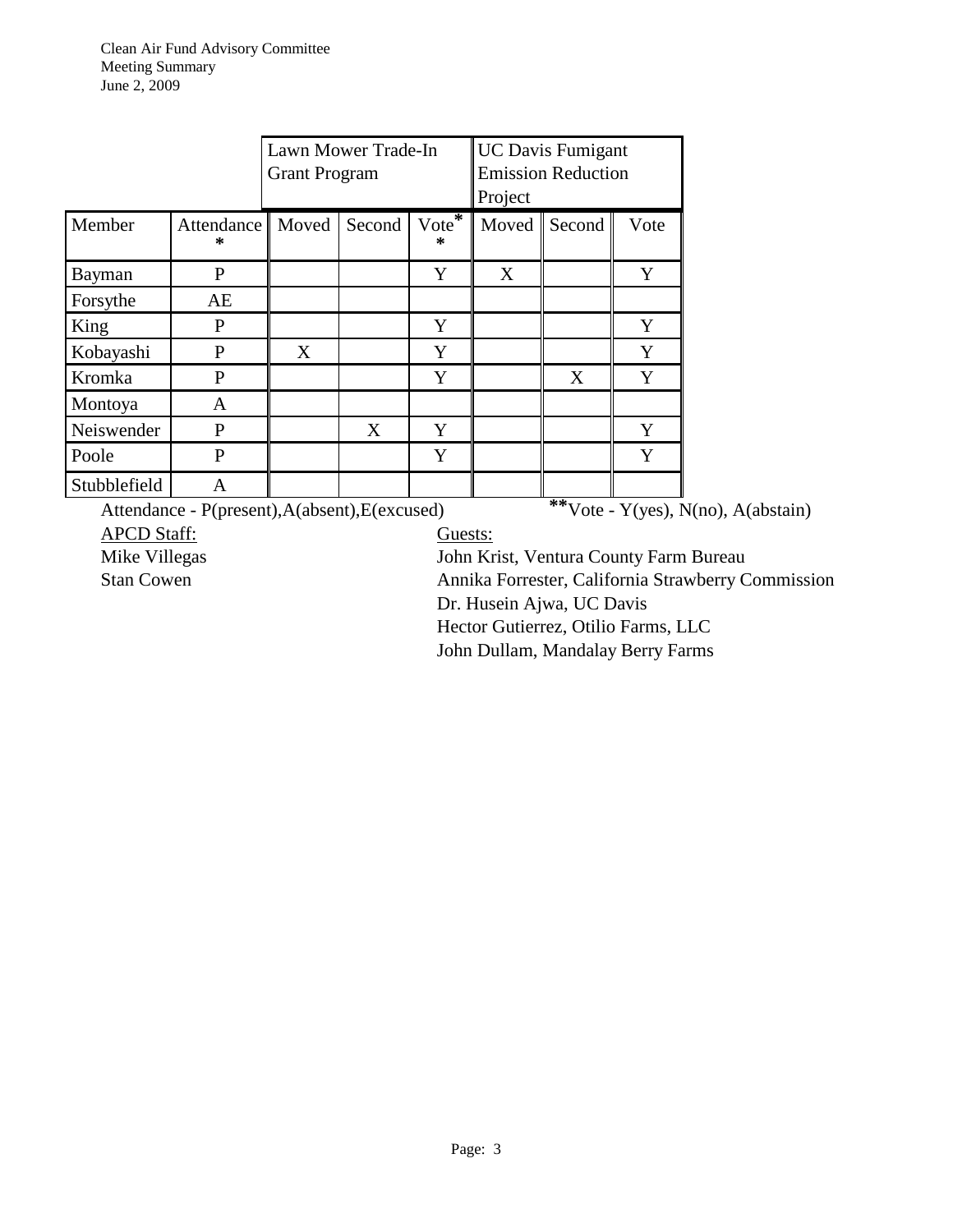| | | Lawn Mower Trade-In Grant Program | | | UC Davis Fumigant Emission Reduction Project | | |
|---|---|---|---|---|---|---|---|
| Member | Attendance * | Moved | Second | Vote* * | Moved | Second | Vote |
| Bayman | P | | | Y | X | | Y |
| Forsythe | AE | | | | | | |
| King | P | | | Y | | | Y |
| Kobayashi | P | X | | Y | | | Y |
| Kromka | P | | | Y | | X | Y |
| Montoya | A | | | | | | |
| Neiswender | P | | X | Y | | | Y |
| Poole | P | | | Y | | | Y |
| Stubblefield | A | | | | | | |

Attendance - P(present),A(absent),E(excused)

**Vote - Y(yes), N(no), A(abstain)

APCD Staff:
Mike Villegas
Stan Cowen

Guests:
John Krist, Ventura County Farm Bureau
Annika Forrester, California Strawberry Commission
Dr. Husein Ajwa, UC Davis
Hector Gutierrez, Otilio Farms, LLC
John Dullam, Mandalay Berry Farms